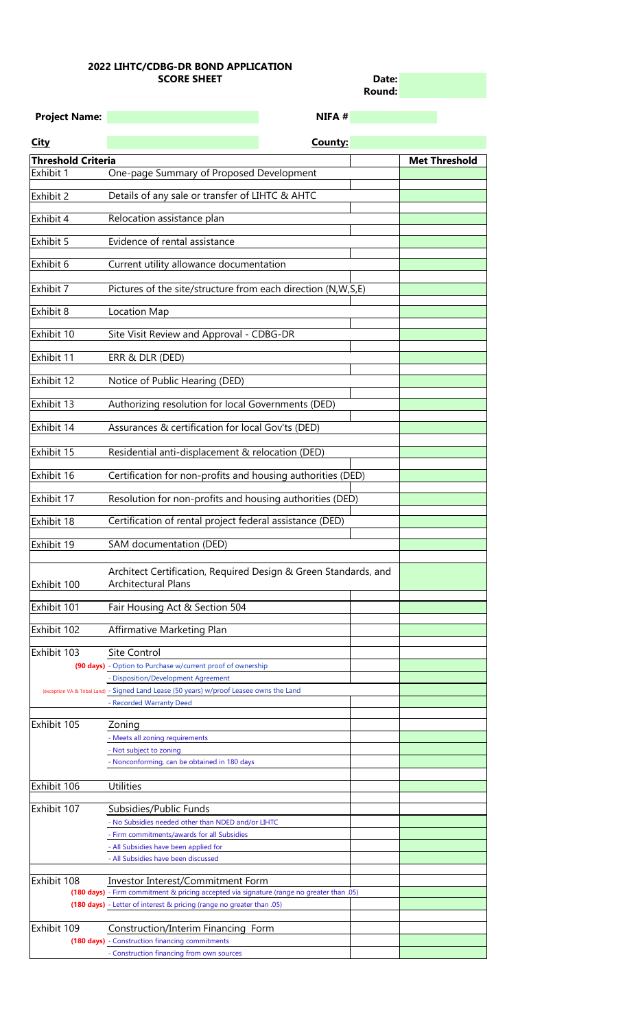# 2022 LIHTC/CDBG-DR BOND APPLICATION
## SCORE SHEET

**Date:**
**Round:**

**Project Name:** | **NIFA #**

**City** | **County:**

| Threshold Criteria | | | Met Threshold |
|---|---|---|---|
| Exhibit 1 | One-page Summary of Proposed Development | | |
| Exhibit 2 | Details of any sale or transfer of LIHTC & AHTC | | |
| Exhibit 4 | Relocation assistance plan | | |
| Exhibit 5 | Evidence of rental assistance | | |
| Exhibit 6 | Current utility allowance documentation | | |
| Exhibit 7 | Pictures of the site/structure from each direction (N,W,S,E) | | |
| Exhibit 8 | Location Map | | |
| Exhibit 10 | Site Visit Review and Approval - CDBG-DR | | |
| Exhibit 11 | ERR & DLR (DED) | | |
| Exhibit 12 | Notice of Public Hearing (DED) | | |
| Exhibit 13 | Authorizing resolution for local Governments (DED) | | |
| Exhibit 14 | Assurances & certification for local Gov'ts (DED) | | |
| Exhibit 15 | Residential anti-displacement & relocation (DED) | | |
| Exhibit 16 | Certification for non-profits and housing authorities (DED) | | |
| Exhibit 17 | Resolution for non-profits and housing authorities (DED) | | |
| Exhibit 18 | Certification of rental project federal assistance (DED) | | |
| Exhibit 19 | SAM documentation (DED) | | |
| Exhibit 100 | Architect Certification, Required Design & Green Standards, and Architectural Plans | | |
| Exhibit 101 | Fair Housing Act & Section 504 | | |
| Exhibit 102 | Affirmative Marketing Plan | | |
| Exhibit 103 | Site Control | | |
| **(90 days)** | - Option to Purchase w/current proof of ownership | | |
| | - Disposition/Development Agreement | | |
| (exception VA & Tribal Land) | - Signed Land Lease (50 years) w/proof Leasee owns the Land | | |
| | - Recorded Warranty Deed | | |
| Exhibit 105 | Zoning | | |
| | - Meets all zoning requirements | | |
| | - Not subject to zoning | | |
| | - Nonconforming, can be obtained in 180 days | | |
| Exhibit 106 | Utilities | | |
| Exhibit 107 | Subsidies/Public Funds | | |
| | - No Subsidies needed other than NDED and/or LIHTC | | |
| | - Firm commitments/awards for all Subsidies | | |
| | - All Subsidies have been applied for | | |
| | - All Subsidies have been discussed | | |
| Exhibit 108 | Investor Interest/Commitment Form | | |
| **(180 days)** | - Firm commitment & pricing accepted via signature (range no greater than .05) | | |
| **(180 days)** | - Letter of interest & pricing (range no greater than .05) | | |
| Exhibit 109 | Construction/Interim Financing Form | | |
| **(180 days)** | - Construction financing commitments | | |
| | - Construction financing from own sources | | |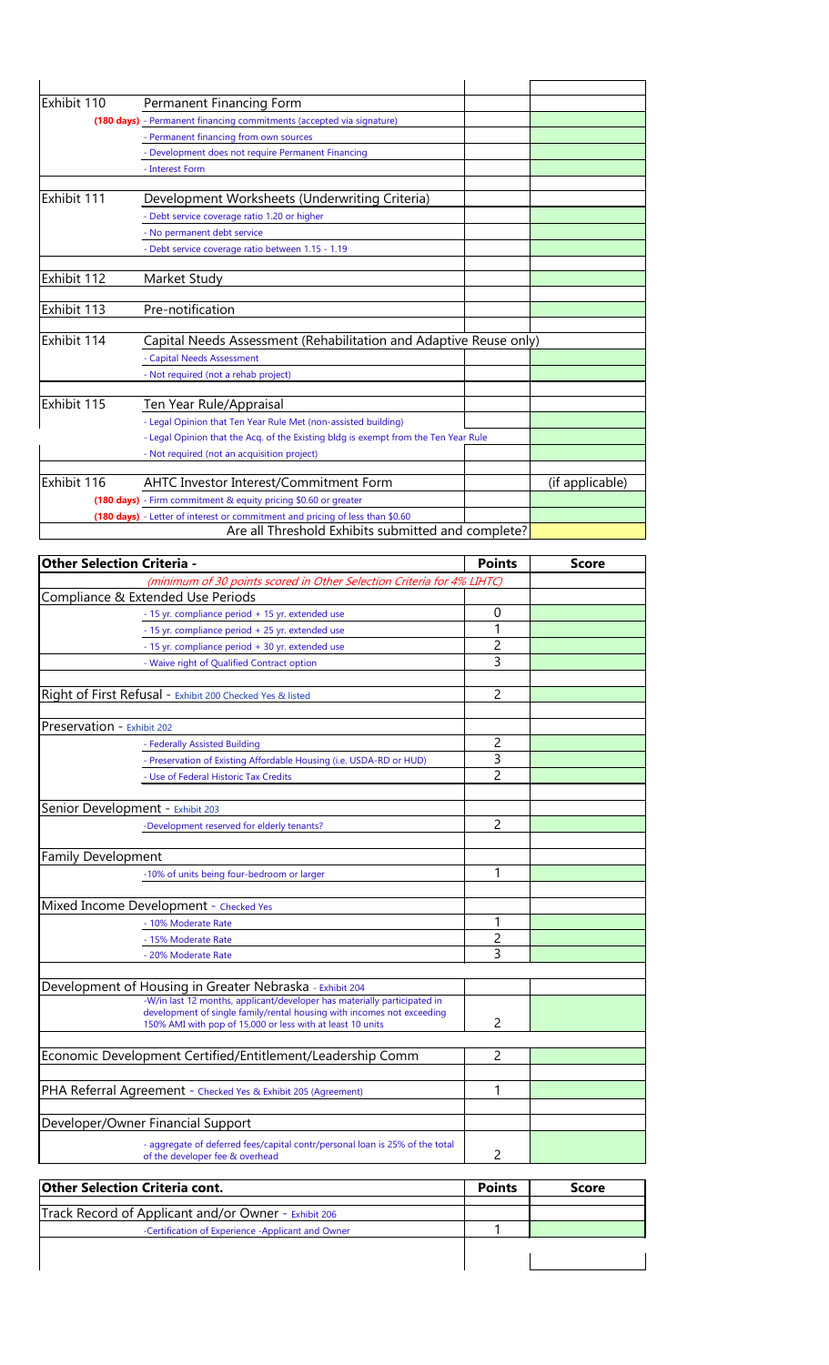| | | | |
|---|---|---|---|
| Exhibit 110 | Permanent Financing Form | | |
| | (180 days) - Permanent financing commitments (accepted via signature) | | |
| | - Permanent financing from own sources | | |
| | - Development does not require Permanent Financing | | |
| | - Interest Form | | |
| | | | |
| Exhibit 111 | Development Worksheets (Underwriting Criteria) | | |
| | - Debt service coverage ratio 1.20 or higher | | |
| | - No permanent debt service | | |
| | - Debt service coverage ratio between 1.15 - 1.19 | | |
| | | | |
| Exhibit 112 | Market Study | | |
| | | | |
| Exhibit 113 | Pre-notification | | |
| | | | |
| Exhibit 114 | Capital Needs Assessment (Rehabilitation and Adaptive Reuse only) | | |
| | - Capital Needs Assessment | | |
| | - Not required (not a rehab project) | | |
| | | | |
| Exhibit 115 | Ten Year Rule/Appraisal | | |
| | - Legal Opinion that Ten Year Rule Met (non-assisted building) | | |
| | - Legal Opinion that the Acq. of the Existing bldg is exempt from the Ten Year Rule | | |
| | - Not required (not an acquisition project) | | |
| | | | |
| Exhibit 116 | AHTC Investor Interest/Commitment Form | | (if applicable) |
| | (180 days) - Firm commitment & equity pricing $0.60 or greater | | |
| | (180 days) - Letter of interest or commitment and pricing of less than $0.60 | | |
| | Are all Threshold Exhibits submitted and complete? | | |

| Other Selection Criteria - | Points | Score |
|---|---|---|
| *(minimum of 30 points scored in Other Selection Criteria for 4% LIHTC)* | | |
| Compliance & Extended Use Periods | | |
| - 15 yr. compliance period + 15 yr. extended use | 0 | |
| - 15 yr. compliance period + 25 yr. extended use | 1 | |
| - 15 yr. compliance period + 30 yr. extended use | 2 | |
| - Waive right of Qualified Contract option | 3 | |
| | | |
| Right of First Refusal - Exhibit 200 Checked Yes & listed | 2 | |
| | | |
| Preservation - Exhibit 202 | | |
| - Federally Assisted Building | 2 | |
| - Preservation of Existing Affordable Housing (i.e. USDA-RD or HUD) | 3 | |
| - Use of Federal Historic Tax Credits | 2 | |
| | | |
| Senior Development - Exhibit 203 | | |
| -Development reserved for elderly tenants? | 2 | |
| | | |
| Family Development | | |
| -10% of units being four-bedroom or larger | 1 | |
| | | |
| Mixed Income Development - Checked Yes | | |
| - 10% Moderate Rate | 1 | |
| - 15% Moderate Rate | 2 | |
| - 20% Moderate Rate | 3 | |
| | | |
| Development of Housing in Greater Nebraska - Exhibit 204 | | |
| -W/in last 12 months, applicant/developer has materially participated in development of single family/rental housing with incomes not exceeding 150% AMI with pop of 15,000 or less with at least 10 units | 2 | |
| | | |
| Economic Development Certified/Entitlement/Leadership Comm | 2 | |
| | | |
| PHA Referral Agreement - Checked Yes & Exhibit 205 (Agreement) | 1 | |
| | | |
| Developer/Owner Financial Support | | |
| - aggregate of deferred fees/capital contr/personal loan is 25% of the total of the developer fee & overhead | 2 | |

| Other Selection Criteria cont. | Points | Score |
|---|---|---|
| Track Record of Applicant and/or Owner - Exhibit 206 | | |
| -Certification of Experience -Applicant and Owner | 1 | |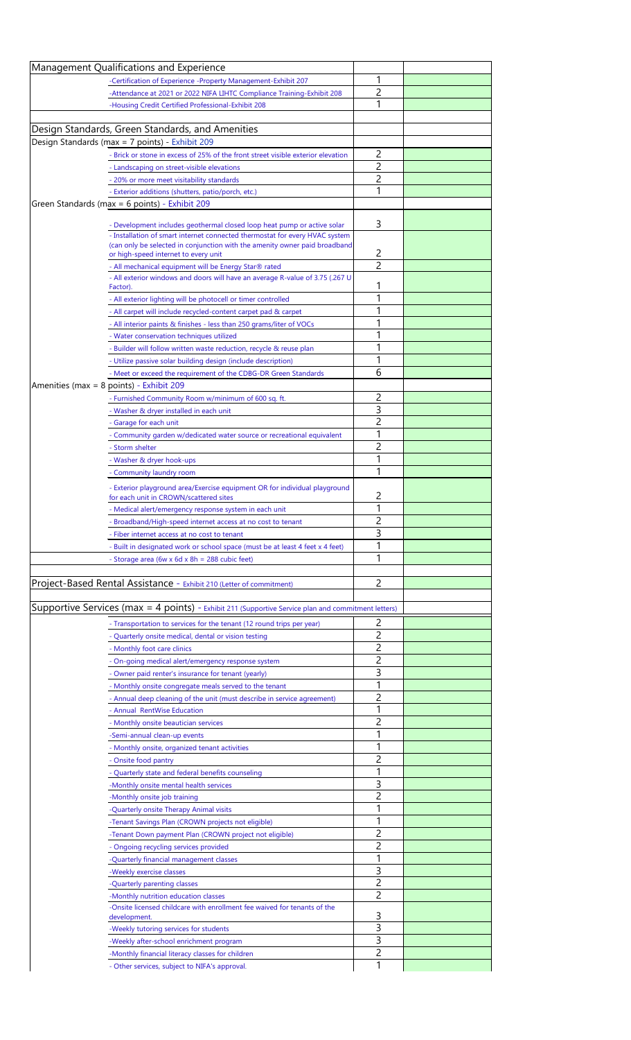| | | |
|---|---|---|
| **Management Qualifications and Experience** | | |
| -Certification of Experience -Property Management-Exhibit 207 | 1 | |
| -Attendance at 2021 or 2022 NIFA LIHTC Compliance Training-Exhibit 208 | 2 | |
| -Housing Credit Certified Professional-Exhibit 208 | 1 | |
| | | |
| **Design Standards, Green Standards, and Amenities** | | |
| Design Standards (max = 7 points) - Exhibit 209 | | |
| - Brick or stone in excess of 25% of the front street visible exterior elevation | 2 | |
| - Landscaping on street-visible elevations | 2 | |
| - 20% or more meet visitability standards | 2 | |
| - Exterior additions (shutters, patio/porch, etc.) | 1 | |
| Green Standards (max = 6 points) - Exhibit 209 | | |
| - Development includes geothermal closed loop heat pump or active solar | 3 | |
| - Installation of smart internet connected thermostat for every HVAC system (can only be selected in conjunction with the amenity owner paid broadband or high-speed internet to every unit | 2 | |
| - All mechanical equipment will be Energy Star® rated | 2 | |
| - All exterior windows and doors will have an average R-value of 3.75 (.267 U Factor). | 1 | |
| - All exterior lighting will be photocell or timer controlled | 1 | |
| - All carpet will include recycled-content carpet pad & carpet | 1 | |
| - All interior paints & finishes - less than 250 grams/liter of VOCs | 1 | |
| - Water conservation techniques utilized | 1 | |
| - Builder will follow written waste reduction, recycle & reuse plan | 1 | |
| - Utilize passive solar building design (include description) | 1 | |
| - Meet or exceed the requirement of the CDBG-DR Green Standards | 6 | |
| Amenities (max = 8 points) - Exhibit 209 | | |
| - Furnished Community Room w/minimum of 600 sq. ft. | 2 | |
| - Washer & dryer installed in each unit | 3 | |
| - Garage for each unit | 2 | |
| - Community garden w/dedicated water source or recreational equivalent | 1 | |
| - Storm shelter | 2 | |
| - Washer & dryer hook-ups | 1 | |
| - Community laundry room | 1 | |
| - Exterior playground area/Exercise equipment OR for individual playground for each unit in CROWN/scattered sites | 2 | |
| - Medical alert/emergency response system in each unit | 1 | |
| - Broadband/High-speed internet access at no cost to tenant | 2 | |
| - Fiber internet access at no cost to tenant | 3 | |
| - Built in designated work or school space (must be at least 4 feet x 4 feet) | 1 | |
| - Storage area (6w x 6d x 8h = 288 cubic feet) | 1 | |
| | | |
| **Project-Based Rental Assistance** - Exhibit 210 (Letter of commitment) | 2 | |
| | | |
| **Supportive Services (max = 4 points)** - Exhibit 211 (Supportive Service plan and commitment letters) | | |
| - Transportation to services for the tenant (12 round trips per year) | 2 | |
| - Quarterly onsite medical, dental or vision testing | 2 | |
| - Monthly foot care clinics | 2 | |
| - On-going medical alert/emergency response system | 2 | |
| - Owner paid renter's insurance for tenant (yearly) | 3 | |
| - Monthly onsite congregate meals served to the tenant | 1 | |
| - Annual deep cleaning of the unit (must describe in service agreement) | 2 | |
| - Annual RentWise Education | 1 | |
| - Monthly onsite beautician services | 2 | |
| -Semi-annual clean-up events | 1 | |
| - Monthly onsite, organized tenant activities | 1 | |
| - Onsite food pantry | 2 | |
| - Quarterly state and federal benefits counseling | 1 | |
| -Monthly onsite mental health services | 3 | |
| -Monthly onsite job training | 2 | |
| -Quarterly onsite Therapy Animal visits | 1 | |
| -Tenant Savings Plan (CROWN projects not eligible) | 1 | |
| -Tenant Down payment Plan (CROWN project not eligible) | 2 | |
| - Ongoing recycling services provided | 2 | |
| -Quarterly financial management classes | 1 | |
| -Weekly exercise classes | 3 | |
| -Quarterly parenting classes | 2 | |
| -Monthly nutrition education classes | 2 | |
| -Onsite licensed childcare with enrollment fee waived for tenants of the development. | 3 | |
| -Weekly tutoring services for students | 3 | |
| -Weekly after-school enrichment program | 3 | |
| -Monthly financial literacy classes for children | 2 | |
| - Other services, subject to NIFA's approval. | 1 | |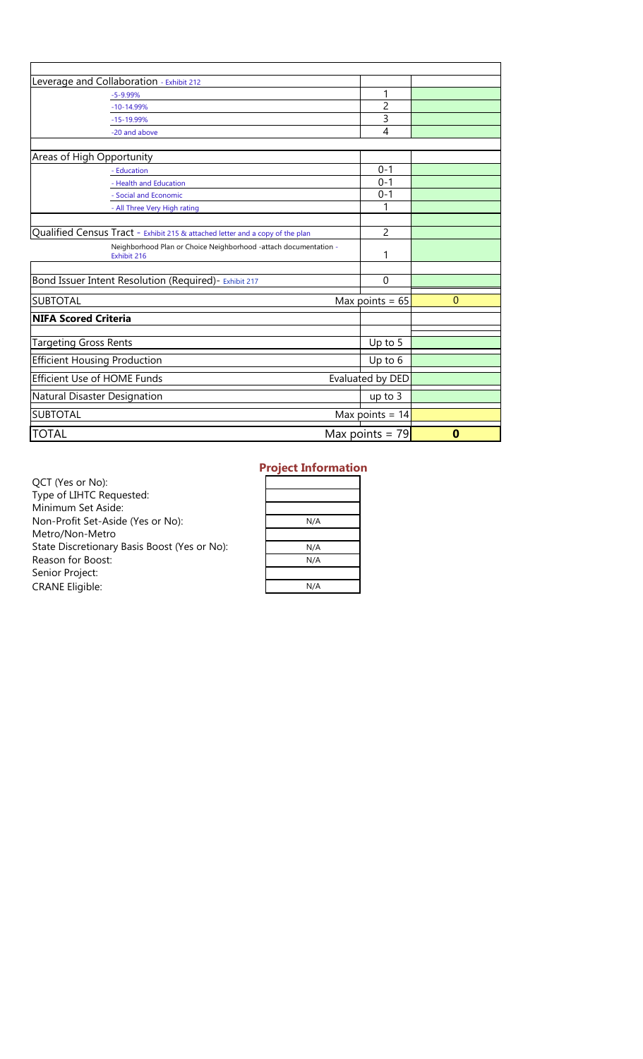| | | |
|---|---|---|
| Leverage and Collaboration - Exhibit 212 | | |
| -5-9.99% | 1 | |
| -10-14.99% | 2 | |
| -15-19.99% | 3 | |
| -20 and above | 4 | |
| | | |
| Areas of High Opportunity | | |
| - Education | 0-1 | |
| - Health and Education | 0-1 | |
| - Social and Economic | 0-1 | |
| - All Three Very High rating | 1 | |
| | | |
| Qualified Census Tract - Exhibit 215 & attached letter and a copy of the plan | 2 | |
| Neighborhood Plan or Choice Neighborhood -attach documentation - Exhibit 216 | 1 | |
| | | |
| Bond Issuer Intent Resolution (Required)- Exhibit 217 | 0 | |
| SUBTOTAL | Max points = 65 | 0 |
| **NIFA Scored Criteria** | | |
| Targeting Gross Rents | Up to 5 | |
| Efficient Housing Production | Up to 6 | |
| Efficient Use of HOME Funds | Evaluated by DED | |
| Natural Disaster Designation | up to 3 | |
| SUBTOTAL | Max points = 14 | |
| TOTAL | Max points = 79 | **0** |

## Project Information

| | |
|---|---|
| QCT (Yes or No): | |
| Type of LIHTC Requested: | |
| Minimum Set Aside: | |
| Non-Profit Set-Aside (Yes or No): | N/A |
| Metro/Non-Metro | |
| State Discretionary Basis Boost (Yes or No): | N/A |
| Reason for Boost: | N/A |
| Senior Project: | |
| CRANE Eligible: | N/A |